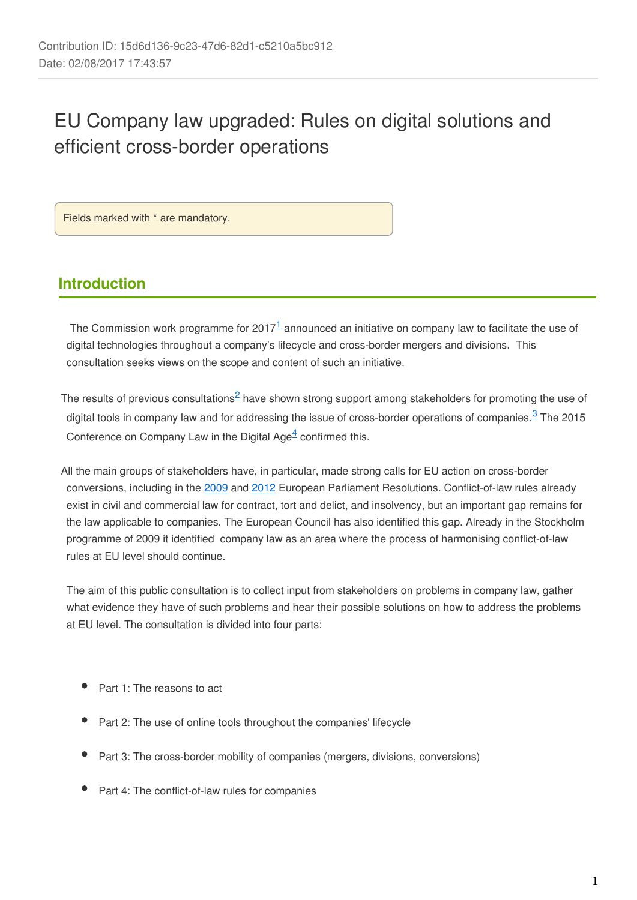Contribution ID: 15d6d136-9c23-47d6-82d1-c5210a5bc912
Date: 02/08/2017 17:43:57

# EU Company law upgraded: Rules on digital solutions and efficient cross-border operations

Fields marked with * are mandatory.

## Introduction

The Commission work programme for 2017[1] announced an initiative on company law to facilitate the use of digital technologies throughout a company's lifecycle and cross-border mergers and divisions. This consultation seeks views on the scope and content of such an initiative.

The results of previous consultations[2] have shown strong support among stakeholders for promoting the use of digital tools in company law and for addressing the issue of cross-border operations of companies.[3] The 2015 Conference on Company Law in the Digital Age[4] confirmed this.

All the main groups of stakeholders have, in particular, made strong calls for EU action on cross-border conversions, including in the 2009 and 2012 European Parliament Resolutions. Conflict-of-law rules already exist in civil and commercial law for contract, tort and delict, and insolvency, but an important gap remains for the law applicable to companies. The European Council has also identified this gap. Already in the Stockholm programme of 2009 it identified company law as an area where the process of harmonising conflict-of-law rules at EU level should continue.

The aim of this public consultation is to collect input from stakeholders on problems in company law, gather what evidence they have of such problems and hear their possible solutions on how to address the problems at EU level. The consultation is divided into four parts:

- Part 1: The reasons to act
- Part 2: The use of online tools throughout the companies' lifecycle
- Part 3: The cross-border mobility of companies (mergers, divisions, conversions)
- Part 4: The conflict-of-law rules for companies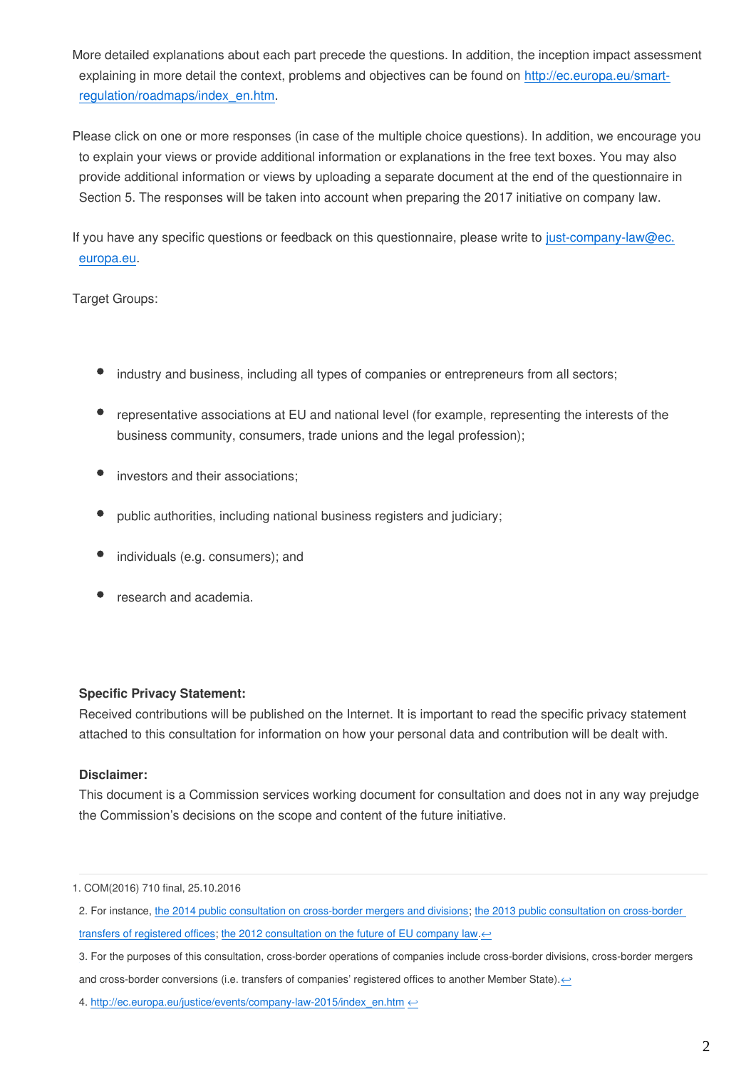More detailed explanations about each part precede the questions. In addition, the inception impact assessment explaining in more detail the context, problems and objectives can be found on http://ec.europa.eu/smart-regulation/roadmaps/index_en.htm.

Please click on one or more responses (in case of the multiple choice questions). In addition, we encourage you to explain your views or provide additional information or explanations in the free text boxes. You may also provide additional information or views by uploading a separate document at the end of the questionnaire in Section 5. The responses will be taken into account when preparing the 2017 initiative on company law.

If you have any specific questions or feedback on this questionnaire, please write to just-company-law@ec.europa.eu.

Target Groups:

- industry and business, including all types of companies or entrepreneurs from all sectors;
- representative associations at EU and national level (for example, representing the interests of the business community, consumers, trade unions and the legal profession);
- investors and their associations;
- public authorities, including national business registers and judiciary;
- individuals (e.g. consumers); and
- research and academia.

**Specific Privacy Statement:**
Received contributions will be published on the Internet. It is important to read the specific privacy statement attached to this consultation for information on how your personal data and contribution will be dealt with.

**Disclaimer:**
This document is a Commission services working document for consultation and does not in any way prejudge the Commission's decisions on the scope and content of the future initiative.

---

1. COM(2016) 710 final, 25.10.2016
2. For instance, the 2014 public consultation on cross-border mergers and divisions; the 2013 public consultation on cross-border transfers of registered offices; the 2012 consultation on the future of EU company law.↩
3. For the purposes of this consultation, cross-border operations of companies include cross-border divisions, cross-border mergers and cross-border conversions (i.e. transfers of companies' registered offices to another Member State).↩
4. http://ec.europa.eu/justice/events/company-law-2015/index_en.htm ↩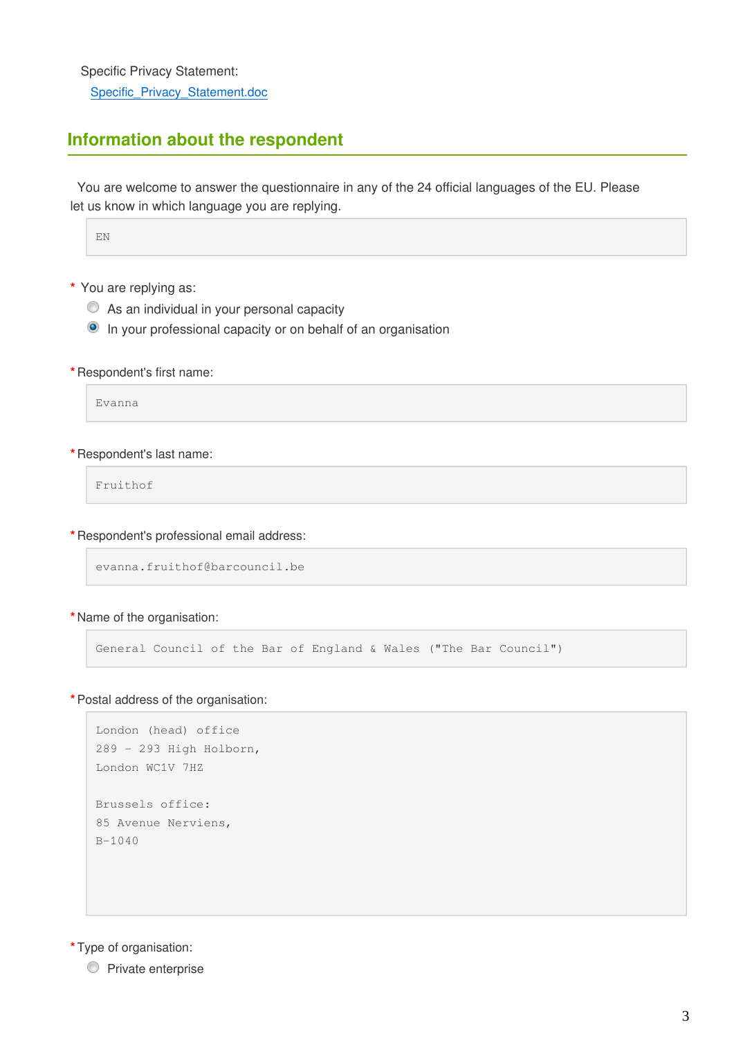Specific Privacy Statement:
[Specific_Privacy_Statement.doc]

## Information about the respondent

You are welcome to answer the questionnaire in any of the 24 official languages of the EU. Please let us know in which language you are replying.

EN

\* You are replying as:

- ○ As an individual in your personal capacity
- ● In your professional capacity or on behalf of an organisation

\* Respondent's first name:

Evanna

\* Respondent's last name:

Fruithof

\* Respondent's professional email address:

evanna.fruithof@barcouncil.be

\* Name of the organisation:

General Council of the Bar of England & Wales ("The Bar Council")

\* Postal address of the organisation:

London (head) office
289 - 293 High Holborn,
London WC1V 7HZ

Brussels office:
85 Avenue Nerviens,
B-1040

\* Type of organisation:

- ○ Private enterprise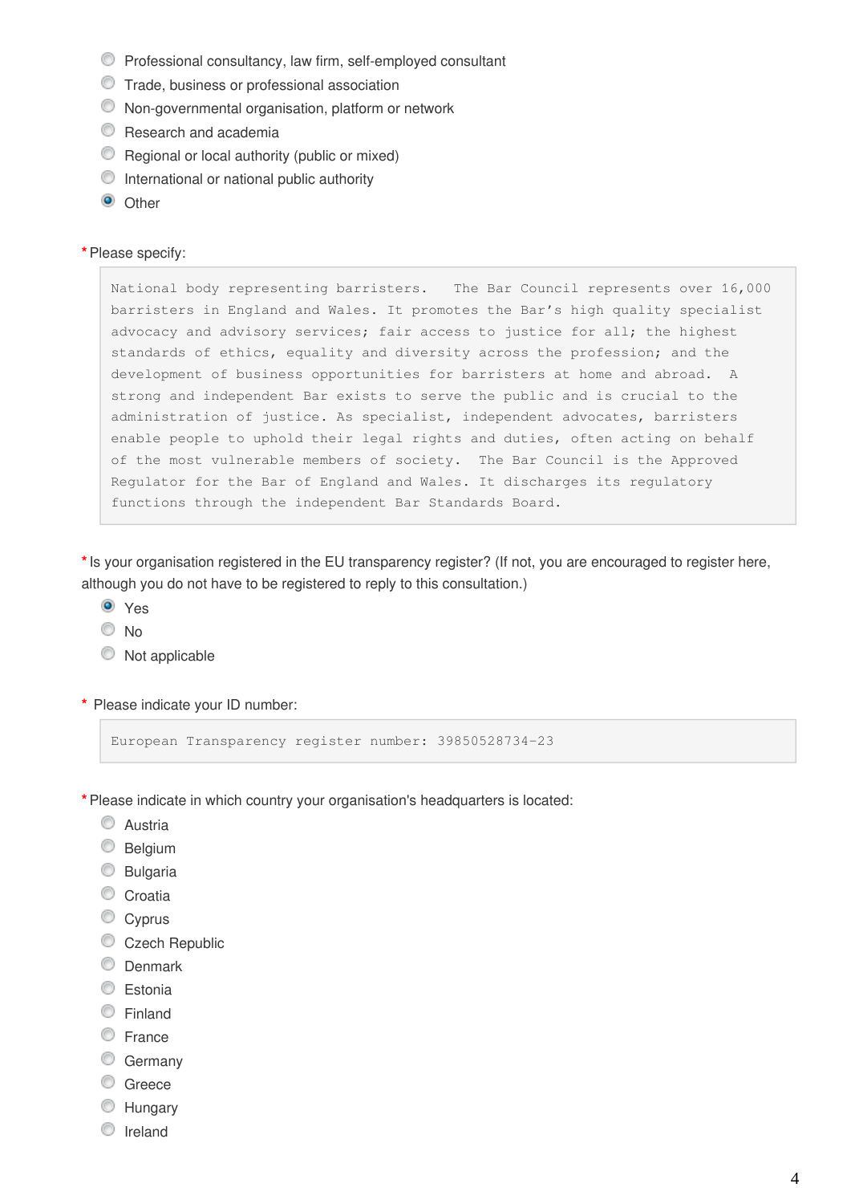- ○ Professional consultancy, law firm, self-employed consultant
- ○ Trade, business or professional association
- ○ Non-governmental organisation, platform or network
- ○ Research and academia
- ○ Regional or local authority (public or mixed)
- ○ International or national public authority
- ● Other

*Please specify:

> National body representing barristers. The Bar Council represents over 16,000 barristers in England and Wales. It promotes the Bar's high quality specialist advocacy and advisory services; fair access to justice for all; the highest standards of ethics, equality and diversity across the profession; and the development of business opportunities for barristers at home and abroad. A strong and independent Bar exists to serve the public and is crucial to the administration of justice. As specialist, independent advocates, barristers enable people to uphold their legal rights and duties, often acting on behalf of the most vulnerable members of society. The Bar Council is the Approved Regulator for the Bar of England and Wales. It discharges its regulatory functions through the independent Bar Standards Board.

*Is your organisation registered in the EU transparency register? (If not, you are encouraged to register here, although you do not have to be registered to reply to this consultation.)

- ● Yes
- ○ No
- ○ Not applicable

* Please indicate your ID number:

> European Transparency register number: 39850528734-23

*Please indicate in which country your organisation's headquarters is located:

- ○ Austria
- ○ Belgium
- ○ Bulgaria
- ○ Croatia
- ○ Cyprus
- ○ Czech Republic
- ○ Denmark
- ○ Estonia
- ○ Finland
- ○ France
- ○ Germany
- ○ Greece
- ○ Hungary
- ○ Ireland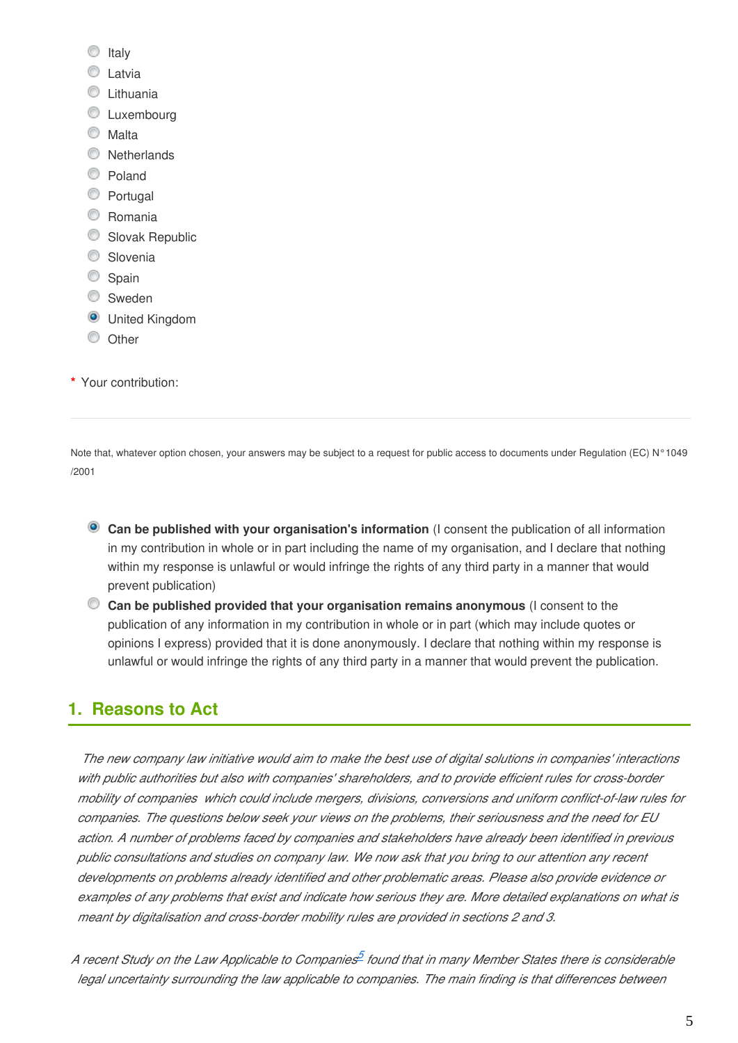- ( ) Italy
- ( ) Latvia
- ( ) Lithuania
- ( ) Luxembourg
- ( ) Malta
- ( ) Netherlands
- ( ) Poland
- ( ) Portugal
- ( ) Romania
- ( ) Slovak Republic
- ( ) Slovenia
- ( ) Spain
- ( ) Sweden
- (•) United Kingdom
- ( ) Other

\* Your contribution:

---

Note that, whatever option chosen, your answers may be subject to a request for public access to documents under Regulation (EC) N°1049/2001

- (•) **Can be published with your organisation's information** (I consent the publication of all information in my contribution in whole or in part including the name of my organisation, and I declare that nothing within my response is unlawful or would infringe the rights of any third party in a manner that would prevent publication)
- ( ) **Can be published provided that your organisation remains anonymous** (I consent to the publication of any information in my contribution in whole or in part (which may include quotes or opinions I express) provided that it is done anonymously. I declare that nothing within my response is unlawful or would infringe the rights of any third party in a manner that would prevent the publication.

## 1. Reasons to Act

*The new company law initiative would aim to make the best use of digital solutions in companies' interactions with public authorities but also with companies' shareholders, and to provide efficient rules for cross-border mobility of companies which could include mergers, divisions, conversions and uniform conflict-of-law rules for companies. The questions below seek your views on the problems, their seriousness and the need for EU action. A number of problems faced by companies and stakeholders have already been identified in previous public consultations and studies on company law. We now ask that you bring to our attention any recent developments on problems already identified and other problematic areas. Please also provide evidence or examples of any problems that exist and indicate how serious they are. More detailed explanations on what is meant by digitalisation and cross-border mobility rules are provided in sections 2 and 3.*

*A recent Study on the Law Applicable to Companies[5] found that in many Member States there is considerable legal uncertainty surrounding the law applicable to companies. The main finding is that differences between*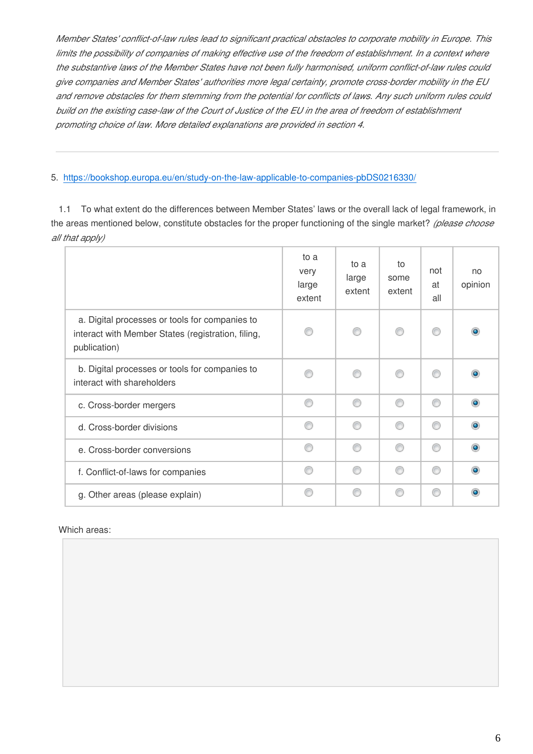*Member States' conflict-of-law rules lead to significant practical obstacles to corporate mobility in Europe. This limits the possibility of companies of making effective use of the freedom of establishment. In a context where the substantive laws of the Member States have not been fully harmonised, uniform conflict-of-law rules could give companies and Member States' authorities more legal certainty, promote cross-border mobility in the EU and remove obstacles for them stemming from the potential for conflicts of laws. Any such uniform rules could build on the existing case-law of the Court of Justice of the EU in the area of freedom of establishment promoting choice of law. More detailed explanations are provided in section 4.*

---

5. https://bookshop.europa.eu/en/study-on-the-law-applicable-to-companies-pbDS0216330/

1.1 To what extent do the differences between Member States' laws or the overall lack of legal framework, in the areas mentioned below, constitute obstacles for the proper functioning of the single market? *(please choose all that apply)*

| | to a very large extent | to a large extent | to some extent | not at all | no opinion |
|---|---|---|---|---|---|
| a. Digital processes or tools for companies to interact with Member States (registration, filing, publication) | ○ | ○ | ○ | ○ | ● |
| b. Digital processes or tools for companies to interact with shareholders | ○ | ○ | ○ | ○ | ● |
| c. Cross-border mergers | ○ | ○ | ○ | ○ | ● |
| d. Cross-border divisions | ○ | ○ | ○ | ○ | ● |
| e. Cross-border conversions | ○ | ○ | ○ | ○ | ● |
| f. Conflict-of-laws for companies | ○ | ○ | ○ | ○ | ● |
| g. Other areas (please explain) | ○ | ○ | ○ | ○ | ● |

Which areas: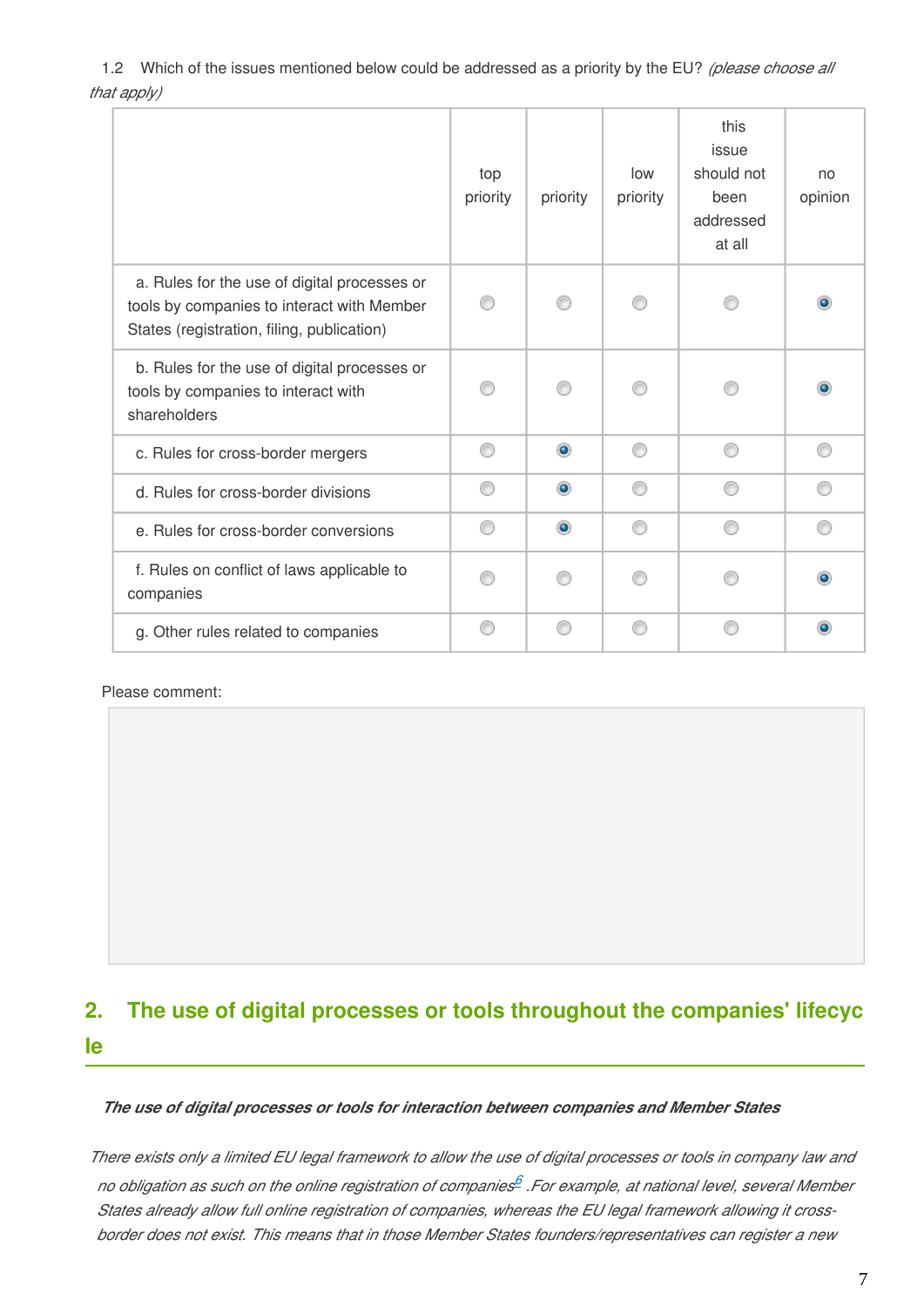1.2 Which of the issues mentioned below could be addressed as a priority by the EU? *(please choose all that apply)*

| | top priority | priority | low priority | this issue should not been addressed at all | no opinion |
|---|---|---|---|---|---|
| a. Rules for the use of digital processes or tools by companies to interact with Member States (registration, filing, publication) | ○ | ○ | ○ | ○ | ◉ |
| b. Rules for the use of digital processes or tools by companies to interact with shareholders | ○ | ○ | ○ | ○ | ◉ |
| c. Rules for cross-border mergers | ○ | ◉ | ○ | ○ | ○ |
| d. Rules for cross-border divisions | ○ | ◉ | ○ | ○ | ○ |
| e. Rules for cross-border conversions | ○ | ◉ | ○ | ○ | ○ |
| f. Rules on conflict of laws applicable to companies | ○ | ○ | ○ | ○ | ◉ |
| g. Other rules related to companies | ○ | ○ | ○ | ○ | ◉ |

Please comment:

## 2. The use of digital processes or tools throughout the companies' lifecycle

***The use of digital processes or tools for interaction between companies and Member States***

*There exists only a limited EU legal framework to allow the use of digital processes or tools in company law and no obligation as such on the online registration of companies[6] .For example, at national level, several Member States already allow full online registration of companies, whereas the EU legal framework allowing it cross-border does not exist. This means that in those Member States founders/representatives can register a new*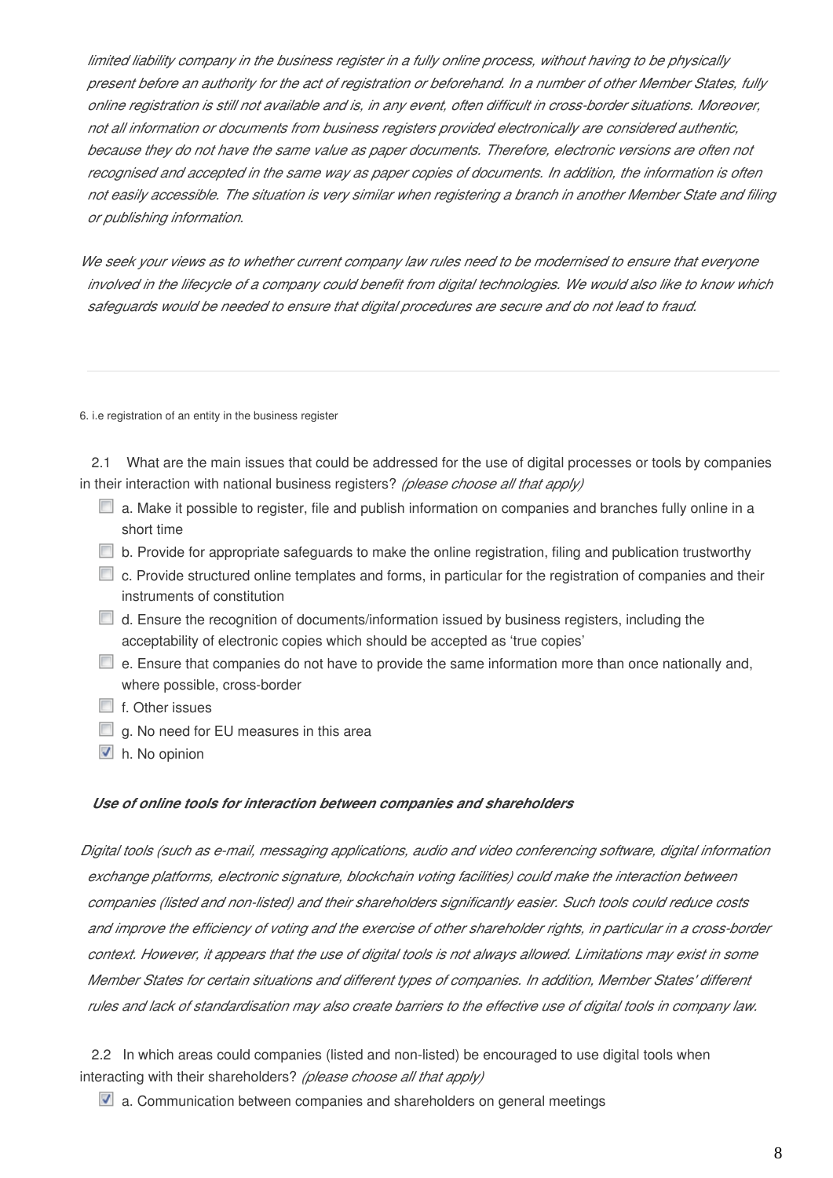*limited liability company in the business register in a fully online process, without having to be physically present before an authority for the act of registration or beforehand. In a number of other Member States, fully online registration is still not available and is, in any event, often difficult in cross-border situations. Moreover, not all information or documents from business registers provided electronically are considered authentic, because they do not have the same value as paper documents. Therefore, electronic versions are often not recognised and accepted in the same way as paper copies of documents. In addition, the information is often not easily accessible. The situation is very similar when registering a branch in another Member State and filing or publishing information.*

*We seek your views as to whether current company law rules need to be modernised to ensure that everyone involved in the lifecycle of a company could benefit from digital technologies. We would also like to know which safeguards would be needed to ensure that digital procedures are secure and do not lead to fraud.*

---

6. i.e registration of an entity in the business register

2.1 What are the main issues that could be addressed for the use of digital processes or tools by companies in their interaction with national business registers? *(please choose all that apply)*

- [ ] a. Make it possible to register, file and publish information on companies and branches fully online in a short time
- [ ] b. Provide for appropriate safeguards to make the online registration, filing and publication trustworthy
- [ ] c. Provide structured online templates and forms, in particular for the registration of companies and their instruments of constitution
- [ ] d. Ensure the recognition of documents/information issued by business registers, including the acceptability of electronic copies which should be accepted as 'true copies'
- [ ] e. Ensure that companies do not have to provide the same information more than once nationally and, where possible, cross-border
- [ ] f. Other issues
- [ ] g. No need for EU measures in this area
- [x] h. No opinion

***Use of online tools for interaction between companies and shareholders***

*Digital tools (such as e-mail, messaging applications, audio and video conferencing software, digital information exchange platforms, electronic signature, blockchain voting facilities) could make the interaction between companies (listed and non-listed) and their shareholders significantly easier. Such tools could reduce costs and improve the efficiency of voting and the exercise of other shareholder rights, in particular in a cross-border context. However, it appears that the use of digital tools is not always allowed. Limitations may exist in some Member States for certain situations and different types of companies. In addition, Member States' different rules and lack of standardisation may also create barriers to the effective use of digital tools in company law.*

2.2 In which areas could companies (listed and non-listed) be encouraged to use digital tools when interacting with their shareholders? *(please choose all that apply)*

- [x] a. Communication between companies and shareholders on general meetings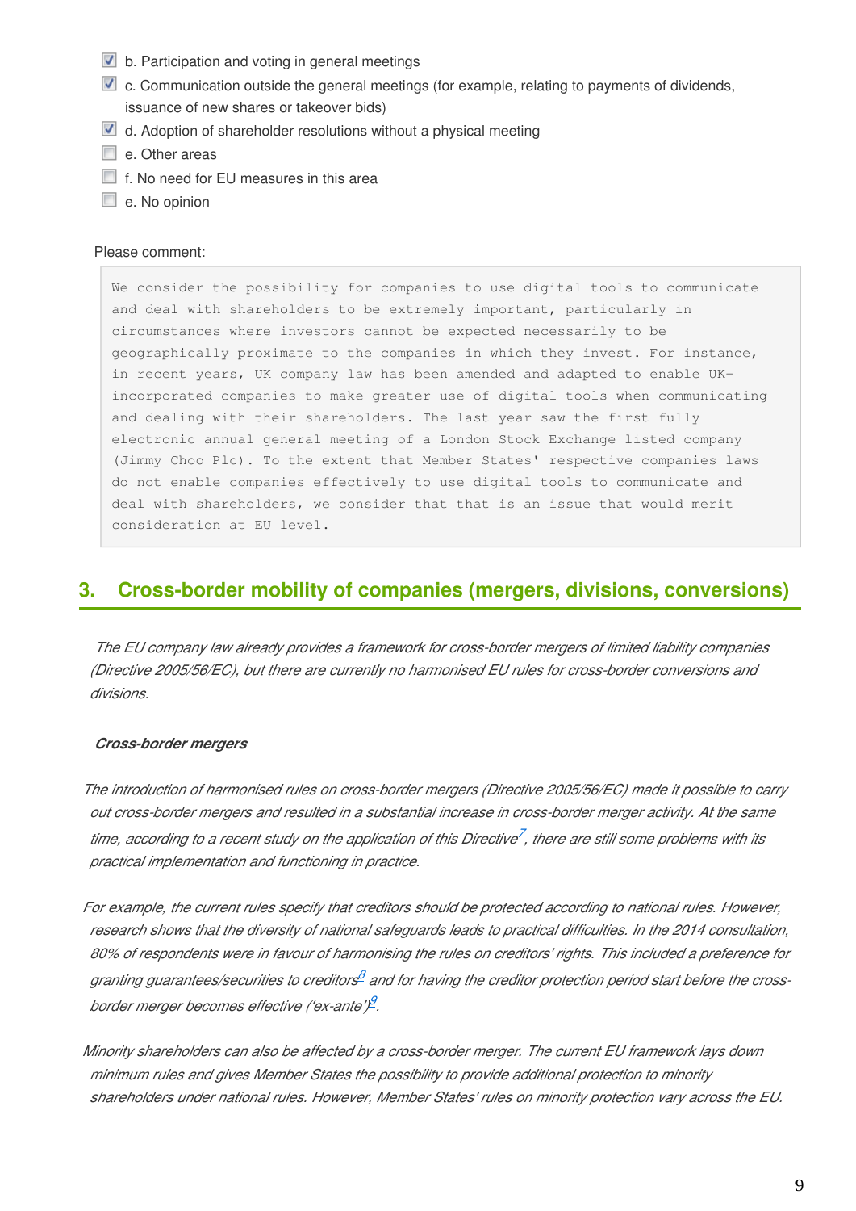- [x] b. Participation and voting in general meetings
- [x] c. Communication outside the general meetings (for example, relating to payments of dividends, issuance of new shares or takeover bids)
- [x] d. Adoption of shareholder resolutions without a physical meeting
- [ ] e. Other areas
- [ ] f. No need for EU measures in this area
- [ ] e. No opinion

Please comment:

> We consider the possibility for companies to use digital tools to communicate and deal with shareholders to be extremely important, particularly in circumstances where investors cannot be expected necessarily to be geographically proximate to the companies in which they invest. For instance, in recent years, UK company law has been amended and adapted to enable UK-incorporated companies to make greater use of digital tools when communicating and dealing with their shareholders. The last year saw the first fully electronic annual general meeting of a London Stock Exchange listed company (Jimmy Choo Plc). To the extent that Member States' respective companies laws do not enable companies effectively to use digital tools to communicate and deal with shareholders, we consider that that is an issue that would merit consideration at EU level.

## 3. Cross-border mobility of companies (mergers, divisions, conversions)

*The EU company law already provides a framework for cross-border mergers of limited liability companies (Directive 2005/56/EC), but there are currently no harmonised EU rules for cross-border conversions and divisions.*

***Cross-border mergers***

*The introduction of harmonised rules on cross-border mergers (Directive 2005/56/EC) made it possible to carry out cross-border mergers and resulted in a substantial increase in cross-border merger activity. At the same time, according to a recent study on the application of this Directive*[7]*, there are still some problems with its practical implementation and functioning in practice.*

*For example, the current rules specify that creditors should be protected according to national rules. However, research shows that the diversity of national safeguards leads to practical difficulties. In the 2014 consultation, 80% of respondents were in favour of harmonising the rules on creditors' rights. This included a preference for granting guarantees/securities to creditors*[8] *and for having the creditor protection period start before the cross-border merger becomes effective ('ex-ante')*[9]*.*

*Minority shareholders can also be affected by a cross-border merger. The current EU framework lays down minimum rules and gives Member States the possibility to provide additional protection to minority shareholders under national rules. However, Member States' rules on minority protection vary across the EU.*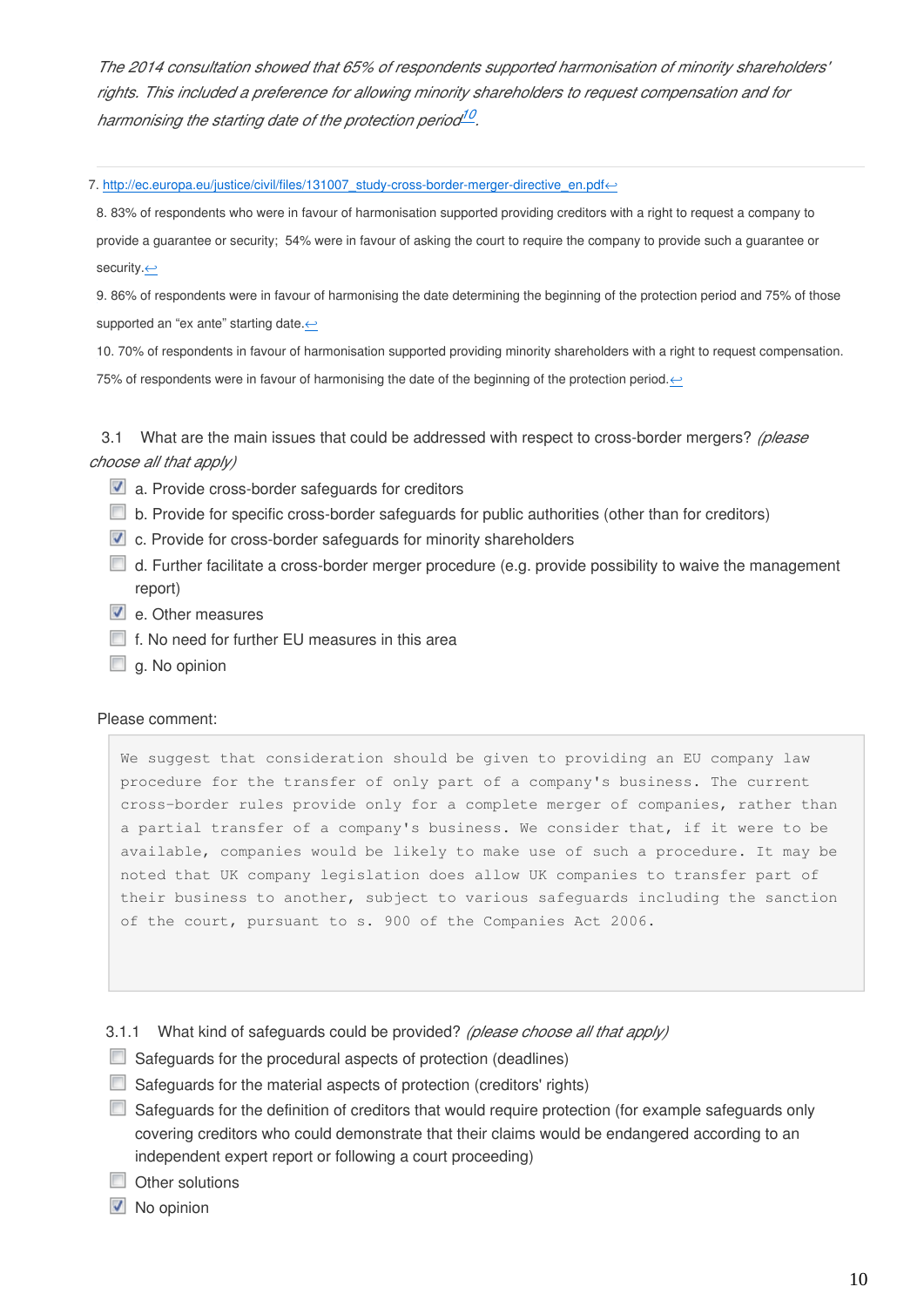*The 2014 consultation showed that 65% of respondents supported harmonisation of minority shareholders' rights. This included a preference for allowing minority shareholders to request compensation and for harmonising the starting date of the protection period*[10].

---

7. http://ec.europa.eu/justice/civil/files/131007_study-cross-border-merger-directive_en.pdf↩

8. 83% of respondents who were in favour of harmonisation supported providing creditors with a right to request a company to provide a guarantee or security; 54% were in favour of asking the court to require the company to provide such a guarantee or security.↩

9. 86% of respondents were in favour of harmonising the date determining the beginning of the protection period and 75% of those supported an "ex ante" starting date.↩

10. 70% of respondents in favour of harmonisation supported providing minority shareholders with a right to request compensation. 75% of respondents were in favour of harmonising the date of the beginning of the protection period.↩

3.1 What are the main issues that could be addressed with respect to cross-border mergers? *(please choose all that apply)*

- [x] a. Provide cross-border safeguards for creditors
- [ ] b. Provide for specific cross-border safeguards for public authorities (other than for creditors)
- [x] c. Provide for cross-border safeguards for minority shareholders
- [ ] d. Further facilitate a cross-border merger procedure (e.g. provide possibility to waive the management report)
- [x] e. Other measures
- [ ] f. No need for further EU measures in this area
- [ ] g. No opinion

Please comment:

```
We suggest that consideration should be given to providing an EU company law
procedure for the transfer of only part of a company's business. The current
cross-border rules provide only for a complete merger of companies, rather than
a partial transfer of a company's business. We consider that, if it were to be
available, companies would be likely to make use of such a procedure. It may be
noted that UK company legislation does allow UK companies to transfer part of
their business to another, subject to various safeguards including the sanction
of the court, pursuant to s. 900 of the Companies Act 2006.
```

3.1.1 What kind of safeguards could be provided? *(please choose all that apply)*

- [ ] Safeguards for the procedural aspects of protection (deadlines)
- [ ] Safeguards for the material aspects of protection (creditors' rights)
- [ ] Safeguards for the definition of creditors that would require protection (for example safeguards only covering creditors who could demonstrate that their claims would be endangered according to an independent expert report or following a court proceeding)
- [ ] Other solutions
- [x] No opinion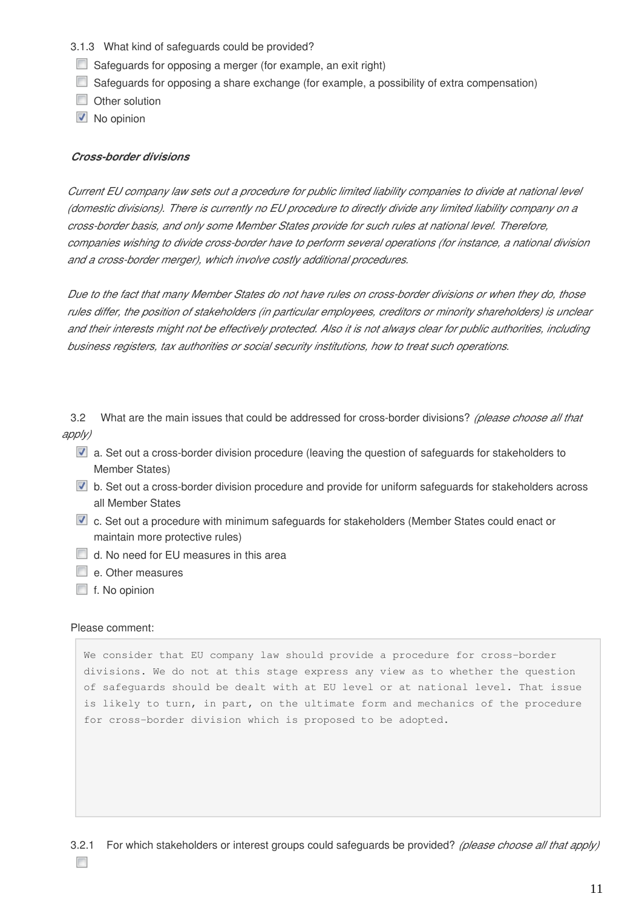3.1.3 What kind of safeguards could be provided?

- [ ] Safeguards for opposing a merger (for example, an exit right)
- [ ] Safeguards for opposing a share exchange (for example, a possibility of extra compensation)
- [ ] Other solution
- [x] No opinion

***Cross-border divisions***

*Current EU company law sets out a procedure for public limited liability companies to divide at national level (domestic divisions). There is currently no EU procedure to directly divide any limited liability company on a cross-border basis, and only some Member States provide for such rules at national level. Therefore, companies wishing to divide cross-border have to perform several operations (for instance, a national division and a cross-border merger), which involve costly additional procedures.*

*Due to the fact that many Member States do not have rules on cross-border divisions or when they do, those rules differ, the position of stakeholders (in particular employees, creditors or minority shareholders) is unclear and their interests might not be effectively protected. Also it is not always clear for public authorities, including business registers, tax authorities or social security institutions, how to treat such operations.*

3.2 What are the main issues that could be addressed for cross-border divisions? *(please choose all that apply)*

- [x] a. Set out a cross-border division procedure (leaving the question of safeguards for stakeholders to Member States)
- [x] b. Set out a cross-border division procedure and provide for uniform safeguards for stakeholders across all Member States
- [x] c. Set out a procedure with minimum safeguards for stakeholders (Member States could enact or maintain more protective rules)
- [ ] d. No need for EU measures in this area
- [ ] e. Other measures
- [ ] f. No opinion

Please comment:

```
We consider that EU company law should provide a procedure for cross-border
divisions. We do not at this stage express any view as to whether the question
of safeguards should be dealt with at EU level or at national level. That issue
is likely to turn, in part, on the ultimate form and mechanics of the procedure
for cross-border division which is proposed to be adopted.
```

3.2.1 For which stakeholders or interest groups could safeguards be provided? *(please choose all that apply)*

- [ ]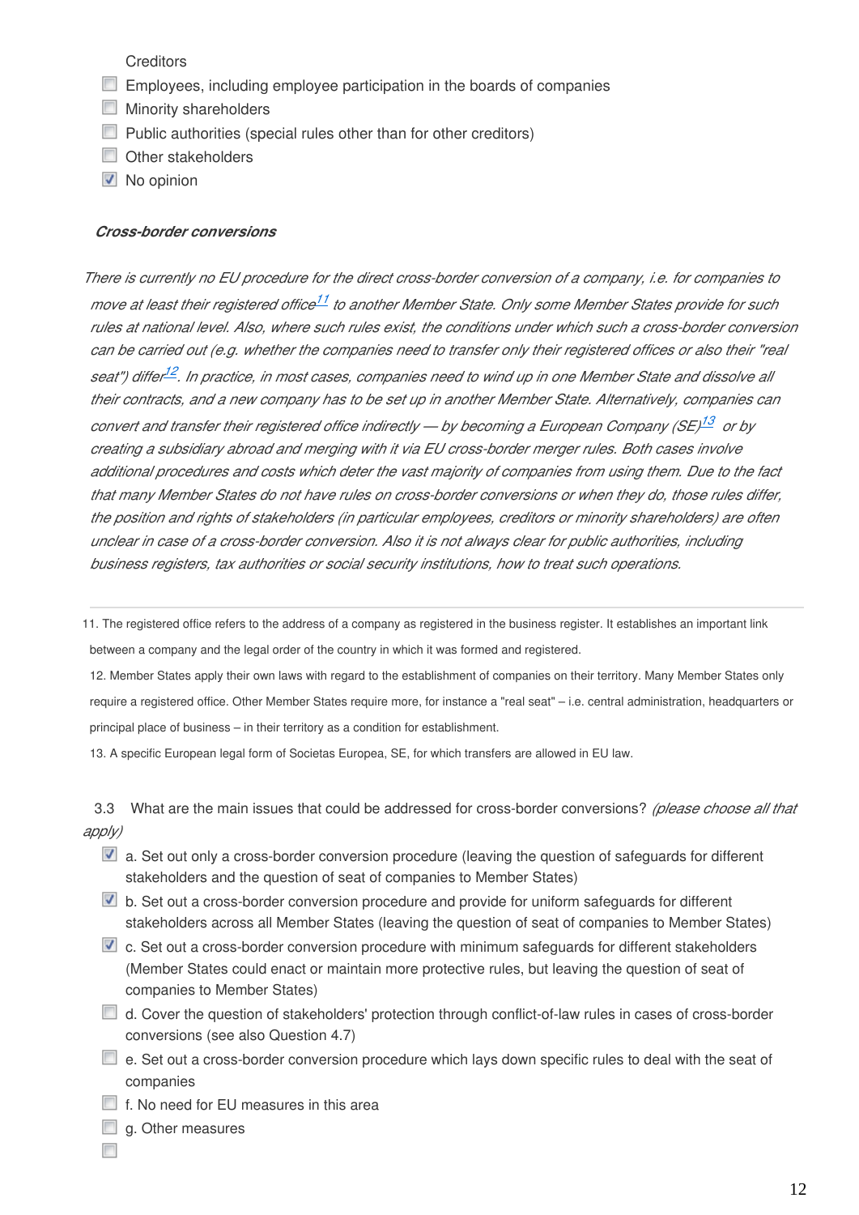Creditors

- [ ] Employees, including employee participation in the boards of companies
- [ ] Minority shareholders
- [ ] Public authorities (special rules other than for other creditors)
- [ ] Other stakeholders
- [x] No opinion

***Cross-border conversions***

*There is currently no EU procedure for the direct cross-border conversion of a company, i.e. for companies to move at least their registered office*[11] *to another Member State. Only some Member States provide for such rules at national level. Also, where such rules exist, the conditions under which such a cross-border conversion can be carried out (e.g. whether the companies need to transfer only their registered offices or also their "real seat") differ*[12]*. In practice, in most cases, companies need to wind up in one Member State and dissolve all their contracts, and a new company has to be set up in another Member State. Alternatively, companies can convert and transfer their registered office indirectly — by becoming a European Company (SE)*[13] *or by creating a subsidiary abroad and merging with it via EU cross-border merger rules. Both cases involve additional procedures and costs which deter the vast majority of companies from using them. Due to the fact that many Member States do not have rules on cross-border conversions or when they do, those rules differ, the position and rights of stakeholders (in particular employees, creditors or minority shareholders) are often unclear in case of a cross-border conversion. Also it is not always clear for public authorities, including business registers, tax authorities or social security institutions, how to treat such operations.*

---

11. The registered office refers to the address of a company as registered in the business register. It establishes an important link between a company and the legal order of the country in which it was formed and registered.

12. Member States apply their own laws with regard to the establishment of companies on their territory. Many Member States only require a registered office. Other Member States require more, for instance a "real seat" – i.e. central administration, headquarters or principal place of business – in their territory as a condition for establishment.

13. A specific European legal form of Societas Europea, SE, for which transfers are allowed in EU law.

3.3 What are the main issues that could be addressed for cross-border conversions? *(please choose all that apply)*

- [x] a. Set out only a cross-border conversion procedure (leaving the question of safeguards for different stakeholders and the question of seat of companies to Member States)
- [x] b. Set out a cross-border conversion procedure and provide for uniform safeguards for different stakeholders across all Member States (leaving the question of seat of companies to Member States)
- [x] c. Set out a cross-border conversion procedure with minimum safeguards for different stakeholders (Member States could enact or maintain more protective rules, but leaving the question of seat of companies to Member States)
- [ ] d. Cover the question of stakeholders' protection through conflict-of-law rules in cases of cross-border conversions (see also Question 4.7)
- [ ] e. Set out a cross-border conversion procedure which lays down specific rules to deal with the seat of companies
- [ ] f. No need for EU measures in this area
- [ ] g. Other measures
- [ ]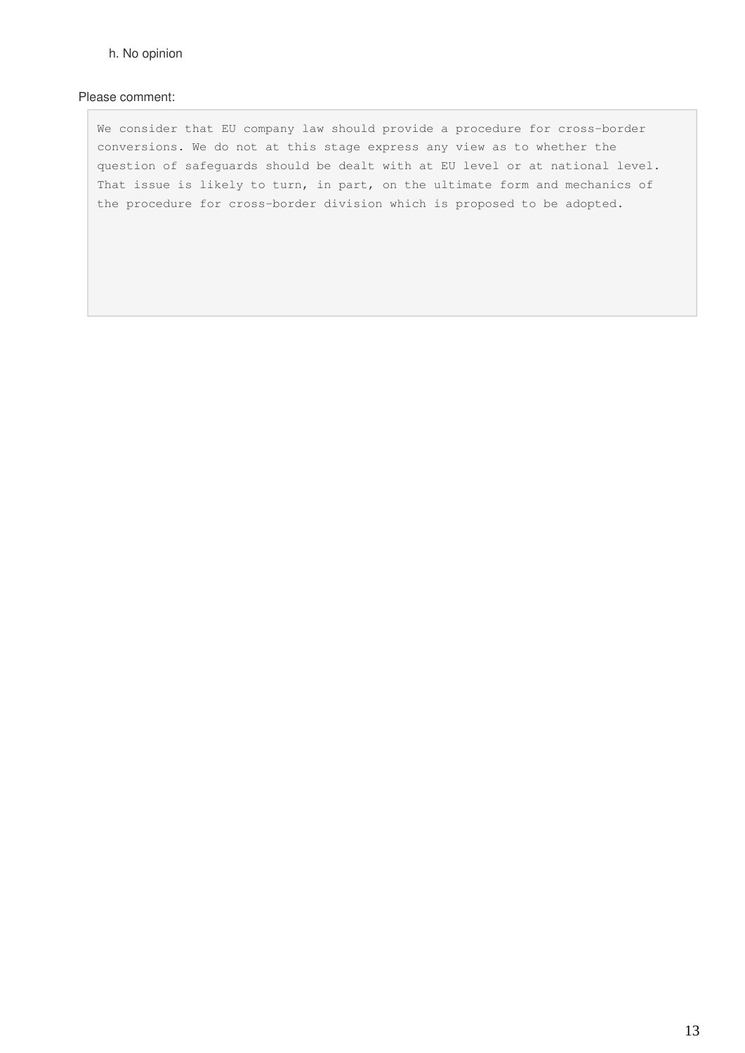h. No opinion

Please comment:

We consider that EU company law should provide a procedure for cross-border conversions. We do not at this stage express any view as to whether the question of safeguards should be dealt with at EU level or at national level. That issue is likely to turn, in part, on the ultimate form and mechanics of the procedure for cross-border division which is proposed to be adopted.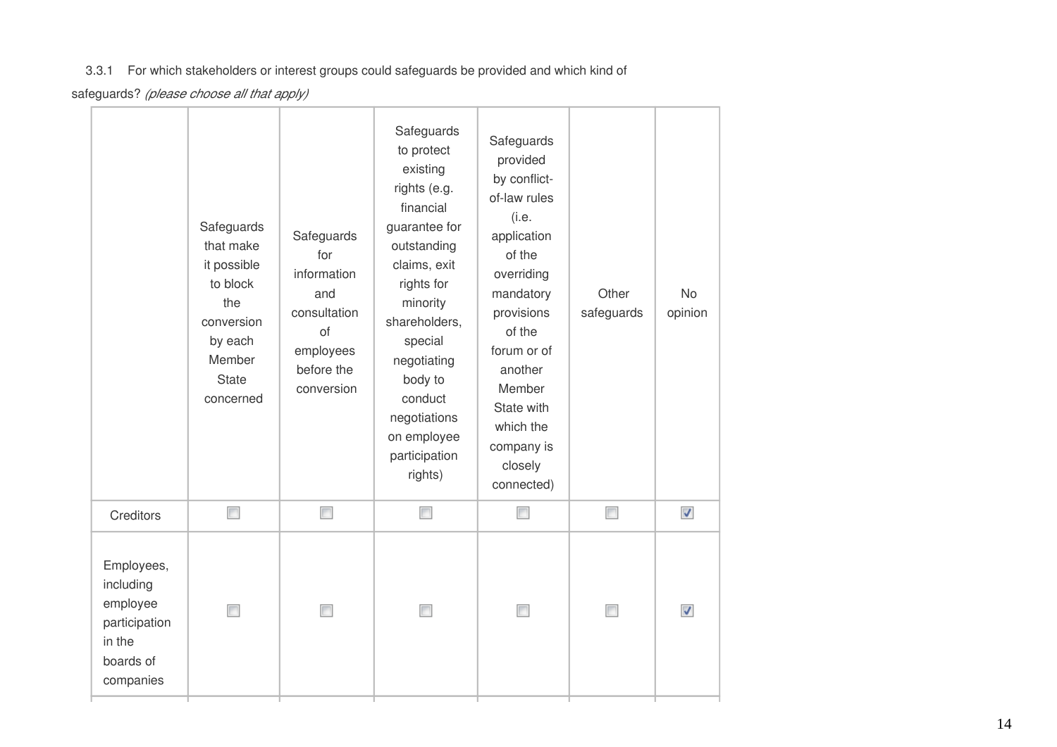3.3.1 For which stakeholders or interest groups could safeguards be provided and which kind of safeguards? *(please choose all that apply)*

| | Safeguards that make it possible to block the conversion by each Member State concerned | Safeguards for information and consultation of employees before the conversion | Safeguards to protect existing rights (e.g. financial guarantee for outstanding claims, exit rights for minority shareholders, special negotiating body to conduct negotiations on employee participation rights) | Safeguards provided by conflict-of-law rules (i.e. application of the overriding mandatory provisions of the forum or of another Member State with which the company is closely connected) | Other safeguards | No opinion |
|---|---|---|---|---|---|---|
| Creditors | ☐ | ☐ | ☐ | ☐ | ☐ | ☑ |
| Employees, including employee participation in the boards of companies | ☐ | ☐ | ☐ | ☐ | ☐ | ☑ |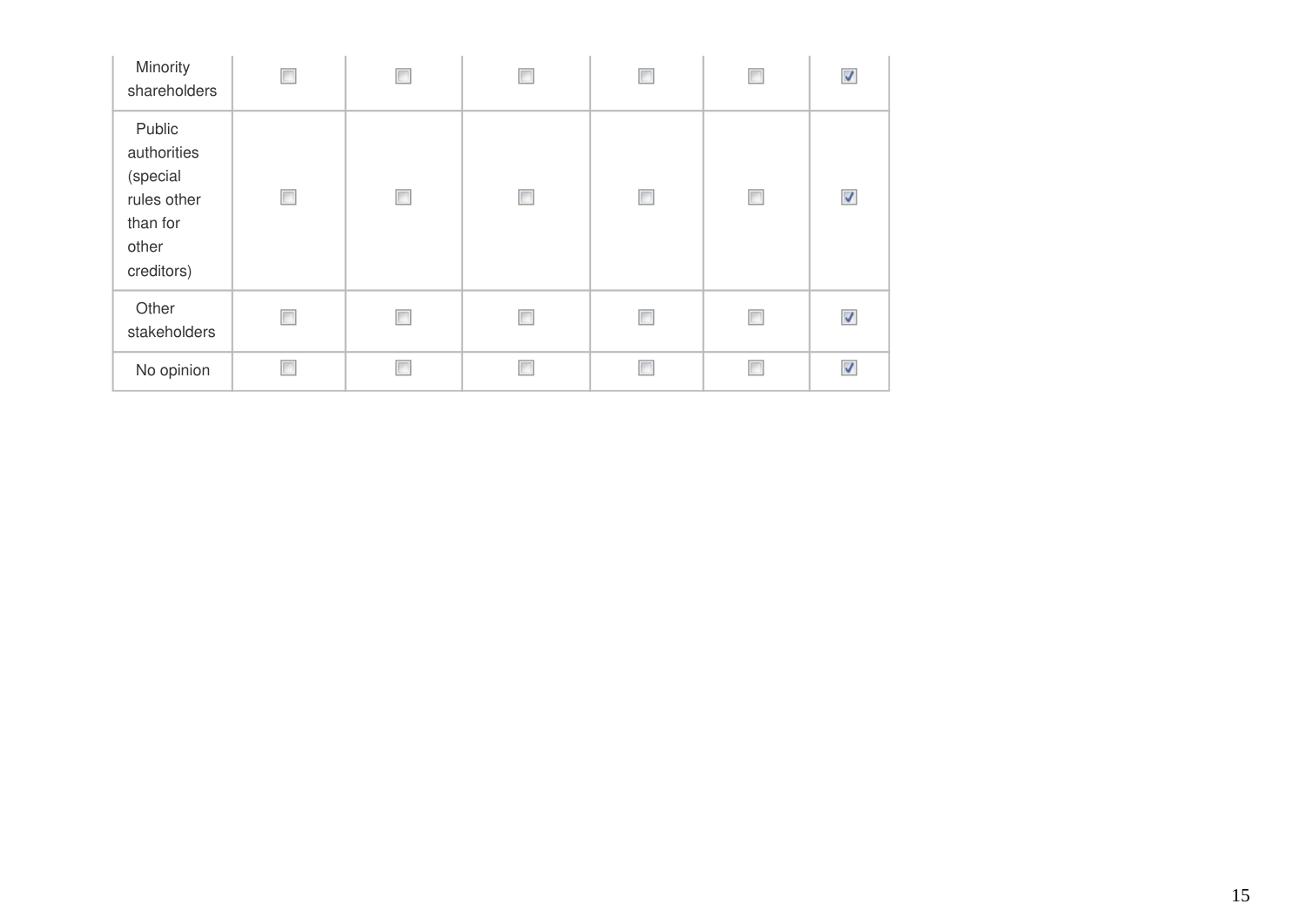| | | | | | | |
|---|---|---|---|---|---|---|
| Minority shareholders | ☐ | ☐ | ☐ | ☐ | ☐ | ☑ |
| Public authorities (special rules other than for other creditors) | ☐ | ☐ | ☐ | ☐ | ☐ | ☑ |
| Other stakeholders | ☐ | ☐ | ☐ | ☐ | ☐ | ☑ |
| No opinion | ☐ | ☐ | ☐ | ☐ | ☐ | ☑ |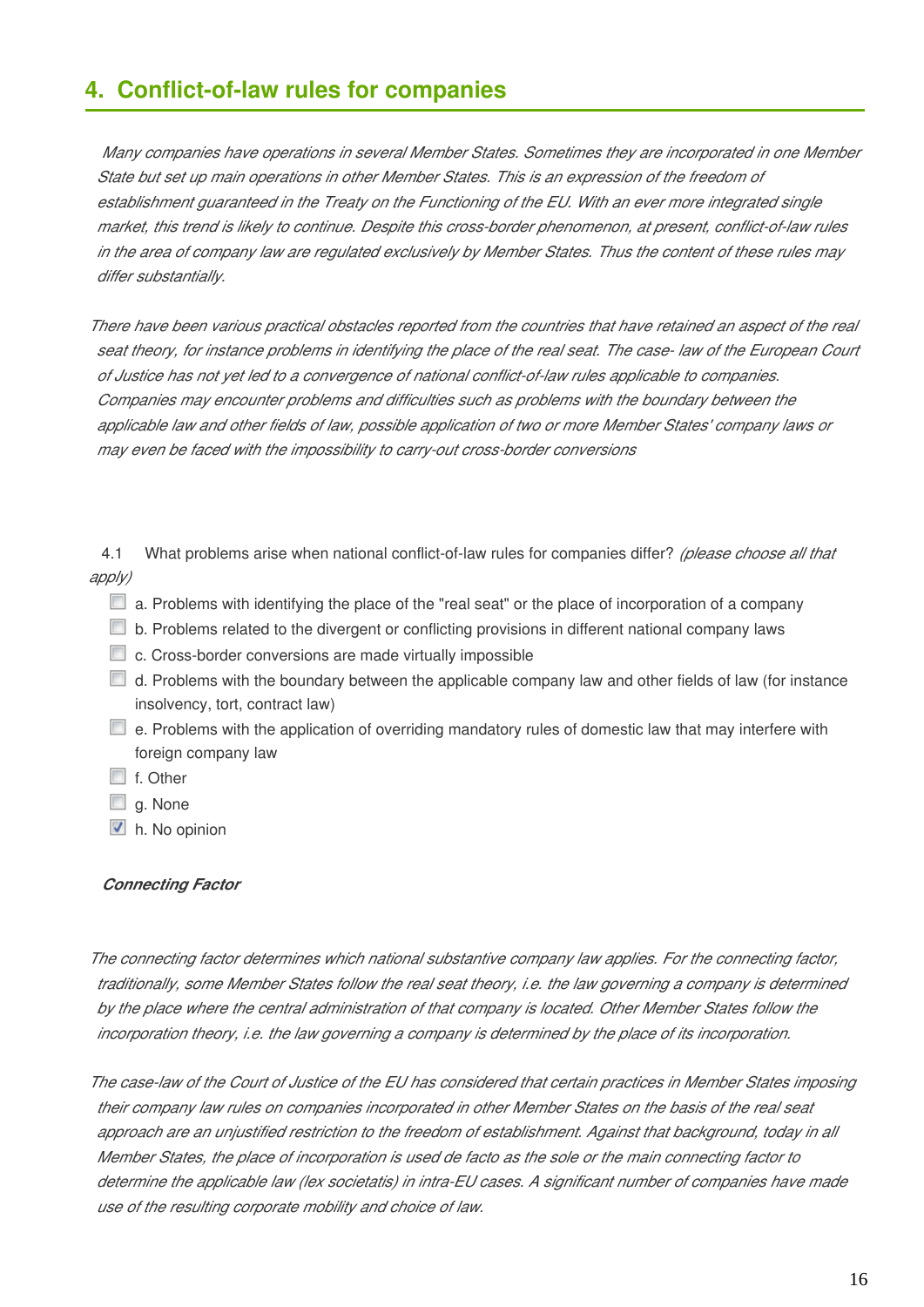## 4. Conflict-of-law rules for companies

*Many companies have operations in several Member States. Sometimes they are incorporated in one Member State but set up main operations in other Member States. This is an expression of the freedom of establishment guaranteed in the Treaty on the Functioning of the EU. With an ever more integrated single market, this trend is likely to continue. Despite this cross-border phenomenon, at present, conflict-of-law rules in the area of company law are regulated exclusively by Member States. Thus the content of these rules may differ substantially.*

*There have been various practical obstacles reported from the countries that have retained an aspect of the real seat theory, for instance problems in identifying the place of the real seat. The case- law of the European Court of Justice has not yet led to a convergence of national conflict-of-law rules applicable to companies. Companies may encounter problems and difficulties such as problems with the boundary between the applicable law and other fields of law, possible application of two or more Member States' company laws or may even be faced with the impossibility to carry-out cross-border conversions*

4.1 What problems arise when national conflict-of-law rules for companies differ? *(please choose all that apply)*

- [ ] a. Problems with identifying the place of the "real seat" or the place of incorporation of a company
- [ ] b. Problems related to the divergent or conflicting provisions in different national company laws
- [ ] c. Cross-border conversions are made virtually impossible
- [ ] d. Problems with the boundary between the applicable company law and other fields of law (for instance insolvency, tort, contract law)
- [ ] e. Problems with the application of overriding mandatory rules of domestic law that may interfere with foreign company law
- [ ] f. Other
- [ ] g. None
- [x] h. No opinion

***Connecting Factor***

*The connecting factor determines which national substantive company law applies. For the connecting factor, traditionally, some Member States follow the real seat theory, i.e. the law governing a company is determined by the place where the central administration of that company is located. Other Member States follow the incorporation theory, i.e. the law governing a company is determined by the place of its incorporation.*

*The case-law of the Court of Justice of the EU has considered that certain practices in Member States imposing their company law rules on companies incorporated in other Member States on the basis of the real seat approach are an unjustified restriction to the freedom of establishment. Against that background, today in all Member States, the place of incorporation is used de facto as the sole or the main connecting factor to determine the applicable law (lex societatis) in intra-EU cases. A significant number of companies have made use of the resulting corporate mobility and choice of law.*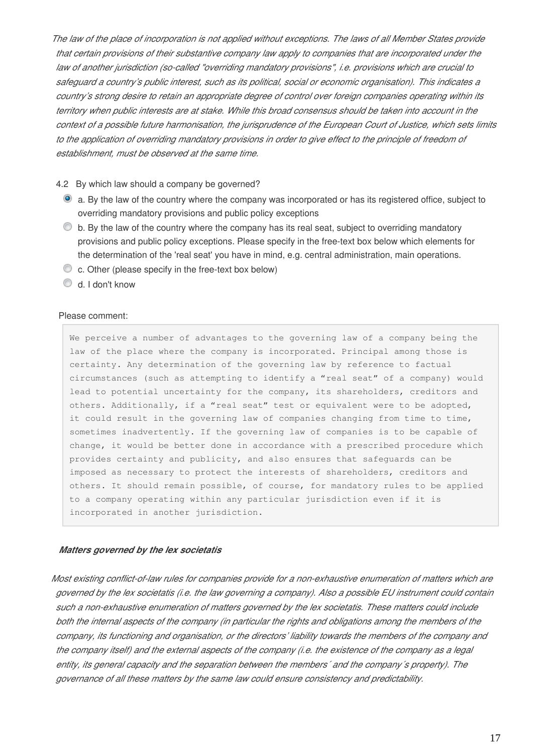*The law of the place of incorporation is not applied without exceptions. The laws of all Member States provide that certain provisions of their substantive company law apply to companies that are incorporated under the law of another jurisdiction (so-called "overriding mandatory provisions", i.e. provisions which are crucial to safeguard a country's public interest, such as its political, social or economic organisation). This indicates a country's strong desire to retain an appropriate degree of control over foreign companies operating within its territory when public interests are at stake. While this broad consensus should be taken into account in the context of a possible future harmonisation, the jurisprudence of the European Court of Justice, which sets limits to the application of overriding mandatory provisions in order to give effect to the principle of freedom of establishment, must be observed at the same time.*

4.2 By which law should a company be governed?

- (selected) a. By the law of the country where the company was incorporated or has its registered office, subject to overriding mandatory provisions and public policy exceptions
- b. By the law of the country where the company has its real seat, subject to overriding mandatory provisions and public policy exceptions. Please specify in the free-text box below which elements for the determination of the 'real seat' you have in mind, e.g. central administration, main operations.
- c. Other (please specify in the free-text box below)
- d. I don't know

Please comment:

```
We perceive a number of advantages to the governing law of a company being the
law of the place where the company is incorporated. Principal among those is
certainty. Any determination of the governing law by reference to factual
circumstances (such as attempting to identify a “real seat” of a company) would
lead to potential uncertainty for the company, its shareholders, creditors and
others. Additionally, if a “real seat” test or equivalent were to be adopted,
it could result in the governing law of companies changing from time to time,
sometimes inadvertently. If the governing law of companies is to be capable of
change, it would be better done in accordance with a prescribed procedure which
provides certainty and publicity, and also ensures that safeguards can be
imposed as necessary to protect the interests of shareholders, creditors and
others. It should remain possible, of course, for mandatory rules to be applied
to a company operating within any particular jurisdiction even if it is
incorporated in another jurisdiction.
```

***Matters governed by the lex societatis***

*Most existing conflict-of-law rules for companies provide for a non-exhaustive enumeration of matters which are governed by the lex societatis (i.e. the law governing a company). Also a possible EU instrument could contain such a non-exhaustive enumeration of matters governed by the lex societatis. These matters could include both the internal aspects of the company (in particular the rights and obligations among the members of the company, its functioning and organisation, or the directors' liability towards the members of the company and the company itself) and the external aspects of the company (i.e. the existence of the company as a legal entity, its general capacity and the separation between the members´ and the company´s property). The governance of all these matters by the same law could ensure consistency and predictability.*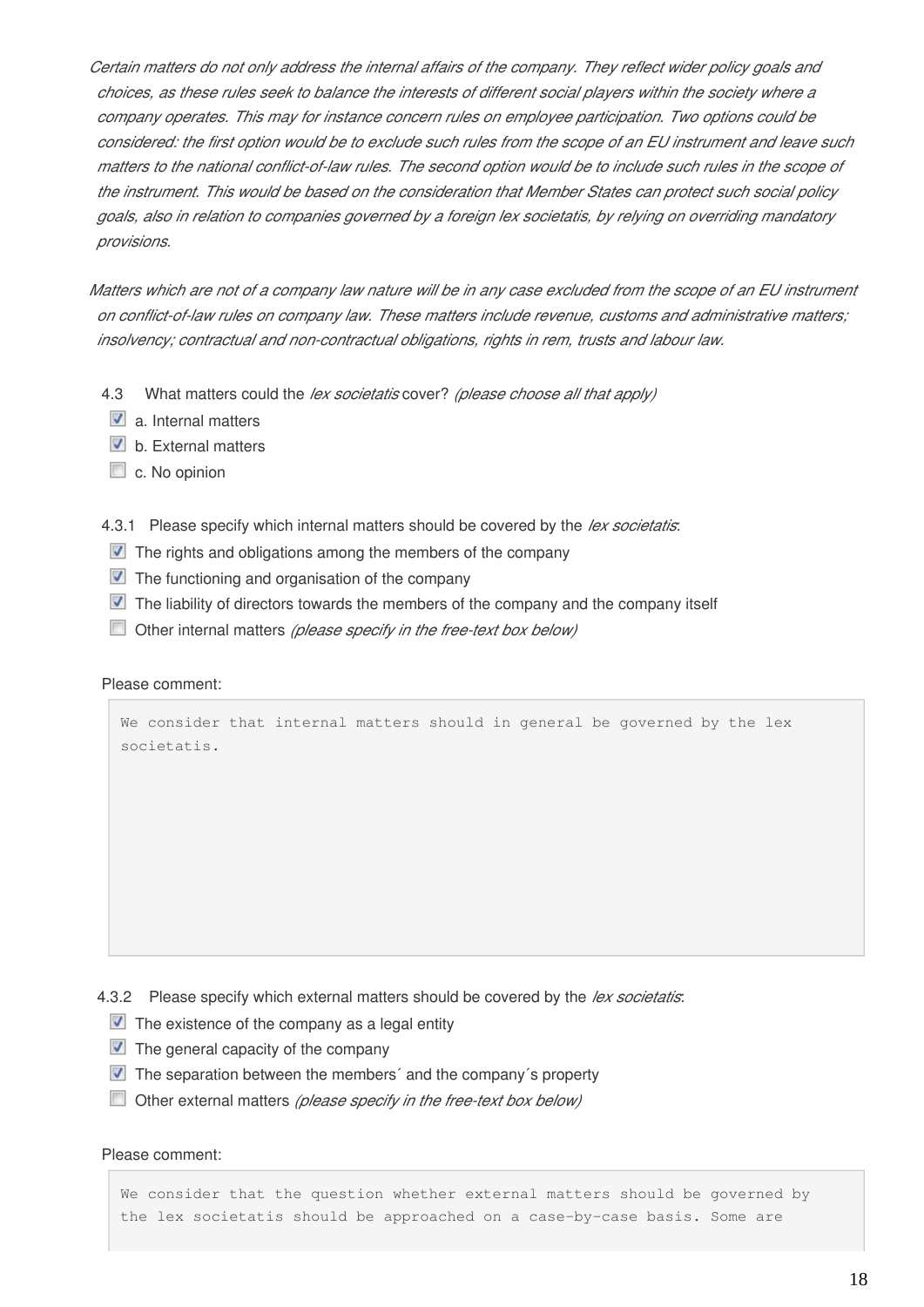*Certain matters do not only address the internal affairs of the company. They reflect wider policy goals and choices, as these rules seek to balance the interests of different social players within the society where a company operates. This may for instance concern rules on employee participation. Two options could be considered: the first option would be to exclude such rules from the scope of an EU instrument and leave such matters to the national conflict-of-law rules. The second option would be to include such rules in the scope of the instrument. This would be based on the consideration that Member States can protect such social policy goals, also in relation to companies governed by a foreign lex societatis, by relying on overriding mandatory provisions.*

*Matters which are not of a company law nature will be in any case excluded from the scope of an EU instrument on conflict-of-law rules on company law. These matters include revenue, customs and administrative matters; insolvency; contractual and non-contractual obligations, rights in rem, trusts and labour law.*

4.3 What matters could the *lex societatis* cover? *(please choose all that apply)*

- [x] a. Internal matters
- [x] b. External matters
- [ ] c. No opinion

4.3.1 Please specify which internal matters should be covered by the *lex societatis*:

- [x] The rights and obligations among the members of the company
- [x] The functioning and organisation of the company
- [x] The liability of directors towards the members of the company and the company itself
- [ ] Other internal matters *(please specify in the free-text box below)*

Please comment:

```
We consider that internal matters should in general be governed by the lex
societatis.
```

4.3.2 Please specify which external matters should be covered by the *lex societatis*:

- [x] The existence of the company as a legal entity
- [x] The general capacity of the company
- [x] The separation between the members´ and the company´s property
- [ ] Other external matters *(please specify in the free-text box below)*

Please comment:

```
We consider that the question whether external matters should be governed by
the lex societatis should be approached on a case-by-case basis. Some are
```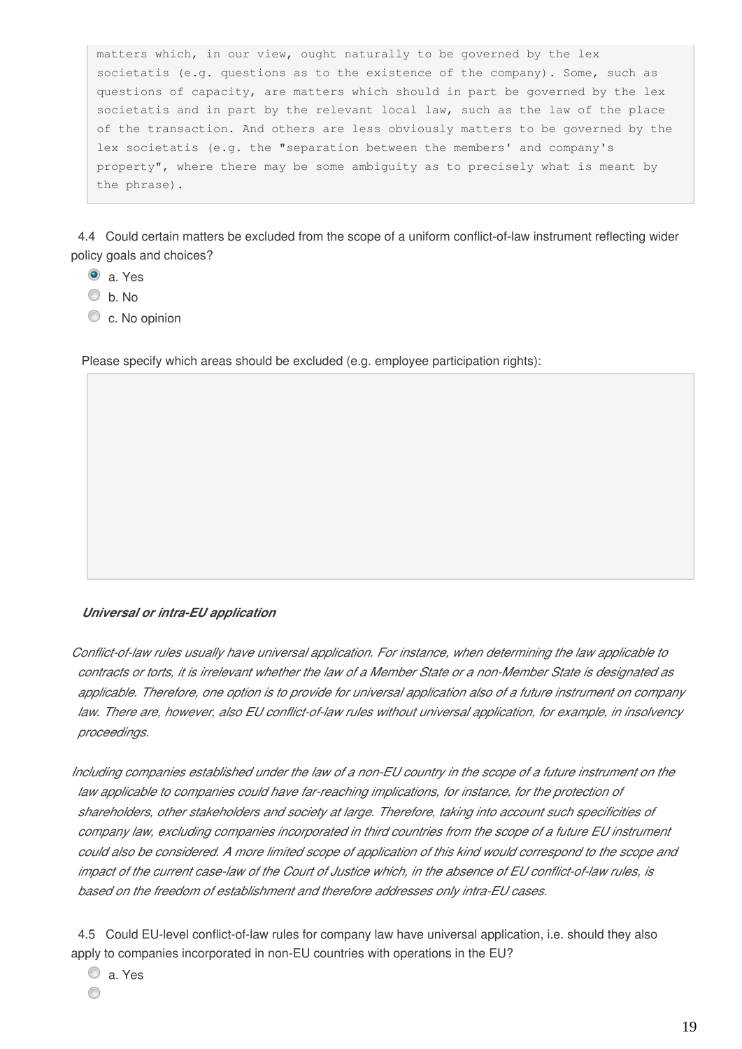```
matters which, in our view, ought naturally to be governed by the lex
societatis (e.g. questions as to the existence of the company). Some, such as
questions of capacity, are matters which should in part be governed by the lex
societatis and in part by the relevant local law, such as the law of the place
of the transaction. And others are less obviously matters to be governed by the
lex societatis (e.g. the "separation between the members' and company's
property", where there may be some ambiguity as to precisely what is meant by
the phrase).
```

4.4 Could certain matters be excluded from the scope of a uniform conflict-of-law instrument reflecting wider policy goals and choices?

- (x) a. Yes
- ( ) b. No
- ( ) c. No opinion

Please specify which areas should be excluded (e.g. employee participation rights):

***Universal or intra-EU application***

*Conflict-of-law rules usually have universal application. For instance, when determining the law applicable to contracts or torts, it is irrelevant whether the law of a Member State or a non-Member State is designated as applicable. Therefore, one option is to provide for universal application also of a future instrument on company law. There are, however, also EU conflict-of-law rules without universal application, for example, in insolvency proceedings.*

*Including companies established under the law of a non-EU country in the scope of a future instrument on the law applicable to companies could have far-reaching implications, for instance, for the protection of shareholders, other stakeholders and society at large. Therefore, taking into account such specificities of company law, excluding companies incorporated in third countries from the scope of a future EU instrument could also be considered. A more limited scope of application of this kind would correspond to the scope and impact of the current case-law of the Court of Justice which, in the absence of EU conflict-of-law rules, is based on the freedom of establishment and therefore addresses only intra-EU cases.*

4.5 Could EU-level conflict-of-law rules for company law have universal application, i.e. should they also apply to companies incorporated in non-EU countries with operations in the EU?

- ( ) a. Yes
- ( )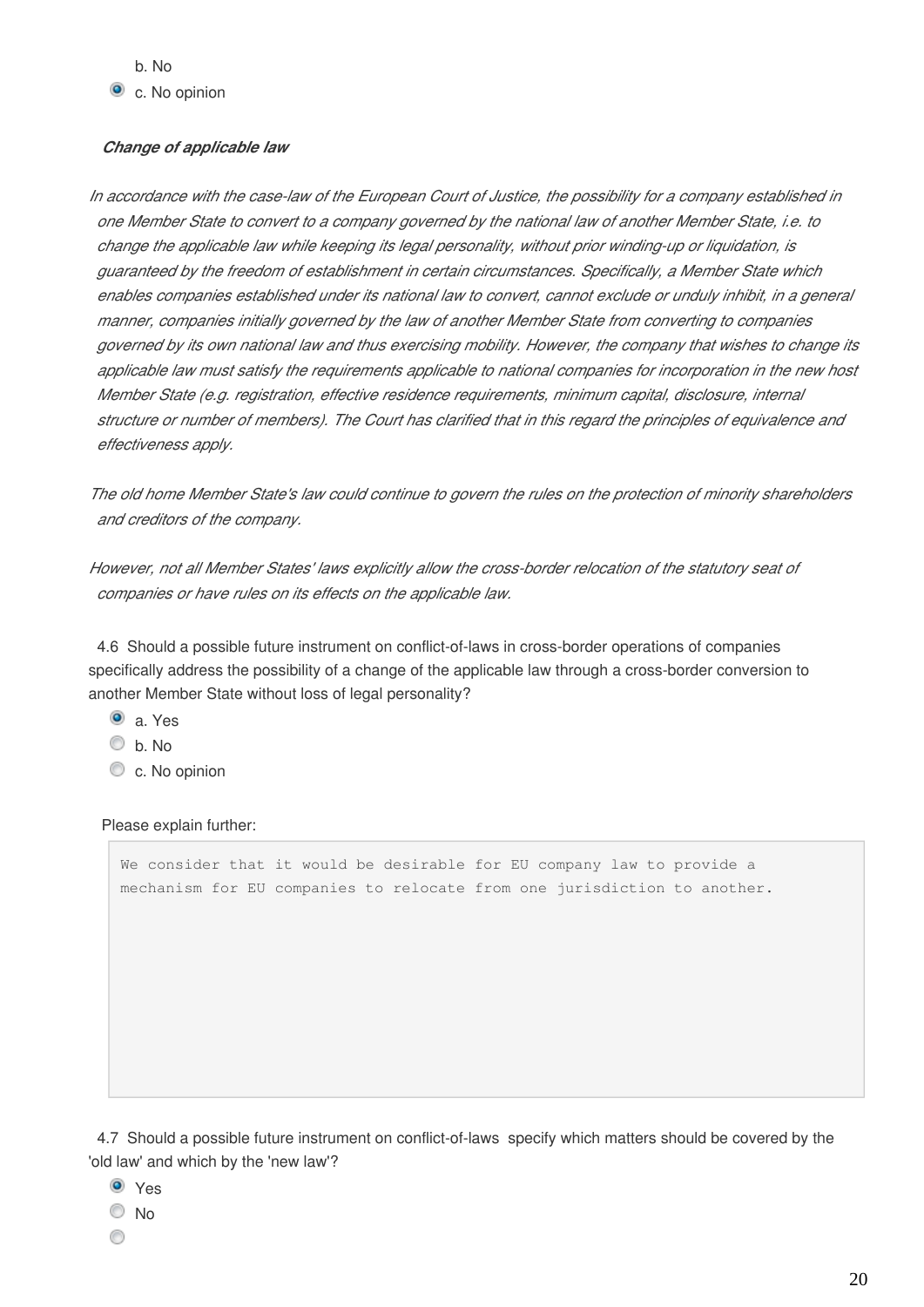b. No

- [x] c. No opinion

***Change of applicable law***

*In accordance with the case-law of the European Court of Justice, the possibility for a company established in one Member State to convert to a company governed by the national law of another Member State, i.e. to change the applicable law while keeping its legal personality, without prior winding-up or liquidation, is guaranteed by the freedom of establishment in certain circumstances. Specifically, a Member State which enables companies established under its national law to convert, cannot exclude or unduly inhibit, in a general manner, companies initially governed by the law of another Member State from converting to companies governed by its own national law and thus exercising mobility. However, the company that wishes to change its applicable law must satisfy the requirements applicable to national companies for incorporation in the new host Member State (e.g. registration, effective residence requirements, minimum capital, disclosure, internal structure or number of members). The Court has clarified that in this regard the principles of equivalence and effectiveness apply.*

*The old home Member State's law could continue to govern the rules on the protection of minority shareholders and creditors of the company.*

*However, not all Member States' laws explicitly allow the cross-border relocation of the statutory seat of companies or have rules on its effects on the applicable law.*

4.6 Should a possible future instrument on conflict-of-laws in cross-border operations of companies specifically address the possibility of a change of the applicable law through a cross-border conversion to another Member State without loss of legal personality?

- [x] a. Yes
- [ ] b. No
- [ ] c. No opinion

Please explain further:

```
We consider that it would be desirable for EU company law to provide a
mechanism for EU companies to relocate from one jurisdiction to another.
```

4.7 Should a possible future instrument on conflict-of-laws specify which matters should be covered by the 'old law' and which by the 'new law'?

- [x] Yes
- [ ] No
- [ ]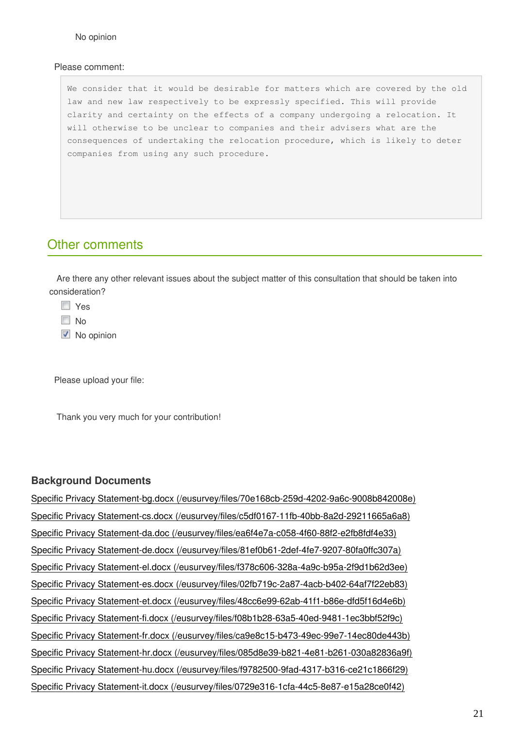No opinion

Please comment:

```
We consider that it would be desirable for matters which are covered by the old
law and new law respectively to be expressly specified. This will provide
clarity and certainty on the effects of a company undergoing a relocation. It
will otherwise to be unclear to companies and their advisers what are the
consequences of undertaking the relocation procedure, which is likely to deter
companies from using any such procedure.
```

## Other comments

Are there any other relevant issues about the subject matter of this consultation that should be taken into consideration?

- [ ] Yes
- [ ] No
- [x] No opinion

Please upload your file:

Thank you very much for your contribution!

### Background Documents

Specific Privacy Statement-bg.docx (/eusurvey/files/70e168cb-259d-4202-9a6c-9008b842008e)

Specific Privacy Statement-cs.docx (/eusurvey/files/c5df0167-11fb-40bb-8a2d-29211665a6a8)

Specific Privacy Statement-da.doc (/eusurvey/files/ea6f4e7a-c058-4f60-88f2-e2fb8fdf4e33)

Specific Privacy Statement-de.docx (/eusurvey/files/81ef0b61-2def-4fe7-9207-80fa0ffc307a)

Specific Privacy Statement-el.docx (/eusurvey/files/f378c606-328a-4a9c-b95a-2f9d1b62d3ee)

Specific Privacy Statement-es.docx (/eusurvey/files/02fb719c-2a87-4acb-b402-64af7f22eb83)

Specific Privacy Statement-et.docx (/eusurvey/files/48cc6e99-62ab-41f1-b86e-dfd5f16d4e6b)

Specific Privacy Statement-fi.docx (/eusurvey/files/f08b1b28-63a5-40ed-9481-1ec3bbf52f9c)

Specific Privacy Statement-fr.docx (/eusurvey/files/ca9e8c15-b473-49ec-99e7-14ec80de443b)

Specific Privacy Statement-hr.docx (/eusurvey/files/085d8e39-b821-4e81-b261-030a82836a9f)

Specific Privacy Statement-hu.docx (/eusurvey/files/f9782500-9fad-4317-b316-ce21c1866f29)

Specific Privacy Statement-it.docx (/eusurvey/files/0729e316-1cfa-44c5-8e87-e15a28ce0f42)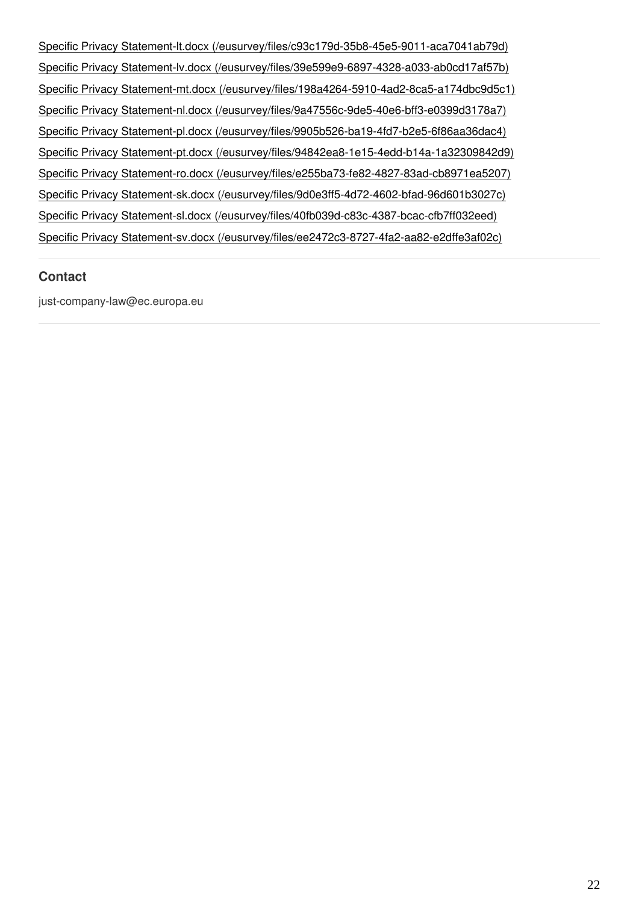Specific Privacy Statement-lt.docx (/eusurvey/files/c93c179d-35b8-45e5-9011-aca7041ab79d)

Specific Privacy Statement-lv.docx (/eusurvey/files/39e599e9-6897-4328-a033-ab0cd17af57b)

Specific Privacy Statement-mt.docx (/eusurvey/files/198a4264-5910-4ad2-8ca5-a174dbc9d5c1)

Specific Privacy Statement-nl.docx (/eusurvey/files/9a47556c-9de5-40e6-bff3-e0399d3178a7)

Specific Privacy Statement-pl.docx (/eusurvey/files/9905b526-ba19-4fd7-b2e5-6f86aa36dac4)

Specific Privacy Statement-pt.docx (/eusurvey/files/94842ea8-1e15-4edd-b14a-1a32309842d9)

Specific Privacy Statement-ro.docx (/eusurvey/files/e255ba73-fe82-4827-83ad-cb8971ea5207)

Specific Privacy Statement-sk.docx (/eusurvey/files/9d0e3ff5-4d72-4602-bfad-96d601b3027c)

Specific Privacy Statement-sl.docx (/eusurvey/files/40fb039d-c83c-4387-bcac-cfb7ff032eed)

Specific Privacy Statement-sv.docx (/eusurvey/files/ee2472c3-8727-4fa2-aa82-e2dffe3af02c)

### Contact

just-company-law@ec.europa.eu